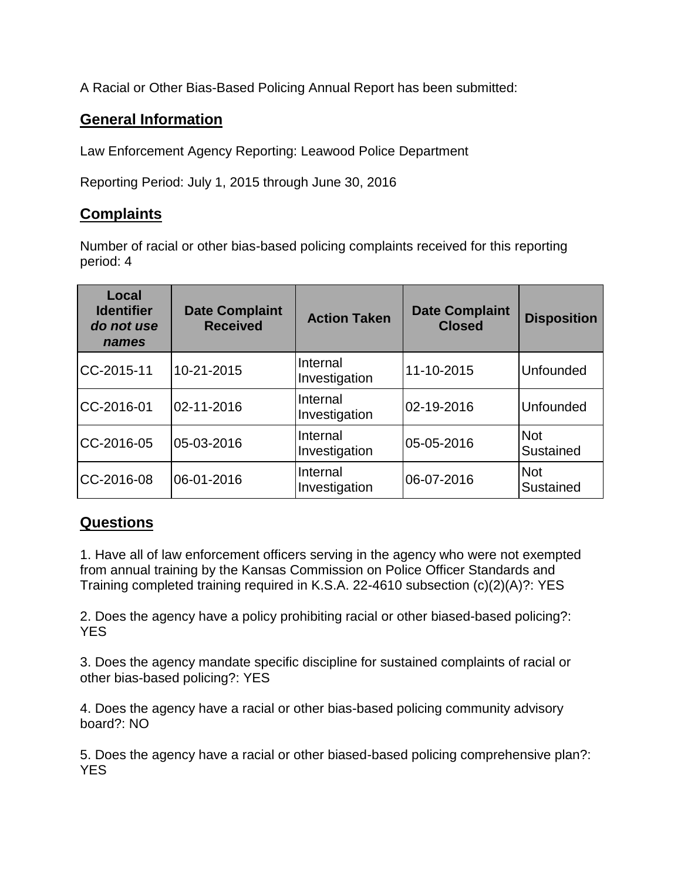A Racial or Other Bias-Based Policing Annual Report has been submitted:

## General Information

Law Enforcement Agency Reporting: Leawood Police Department

Reporting Period: July 1, 2015 through June 30, 2016

## Complaints

Number of racial or other bias-based policing complaints received for this reporting period: 4

| Local Identifier *do not use names* | Date Complaint Received | Action Taken | Date Complaint Closed | Disposition |
|---|---|---|---|---|
| CC-2015-11 | 10-21-2015 | Internal Investigation | 11-10-2015 | Unfounded |
| CC-2016-01 | 02-11-2016 | Internal Investigation | 02-19-2016 | Unfounded |
| CC-2016-05 | 05-03-2016 | Internal Investigation | 05-05-2016 | Not Sustained |
| CC-2016-08 | 06-01-2016 | Internal Investigation | 06-07-2016 | Not Sustained |

## Questions

1. Have all of law enforcement officers serving in the agency who were not exempted from annual training by the Kansas Commission on Police Officer Standards and Training completed training required in K.S.A. 22-4610 subsection (c)(2)(A)?: YES

2. Does the agency have a policy prohibiting racial or other biased-based policing?: YES

3. Does the agency mandate specific discipline for sustained complaints of racial or other bias-based policing?: YES

4. Does the agency have a racial or other bias-based policing community advisory board?: NO

5. Does the agency have a racial or other biased-based policing comprehensive plan?: YES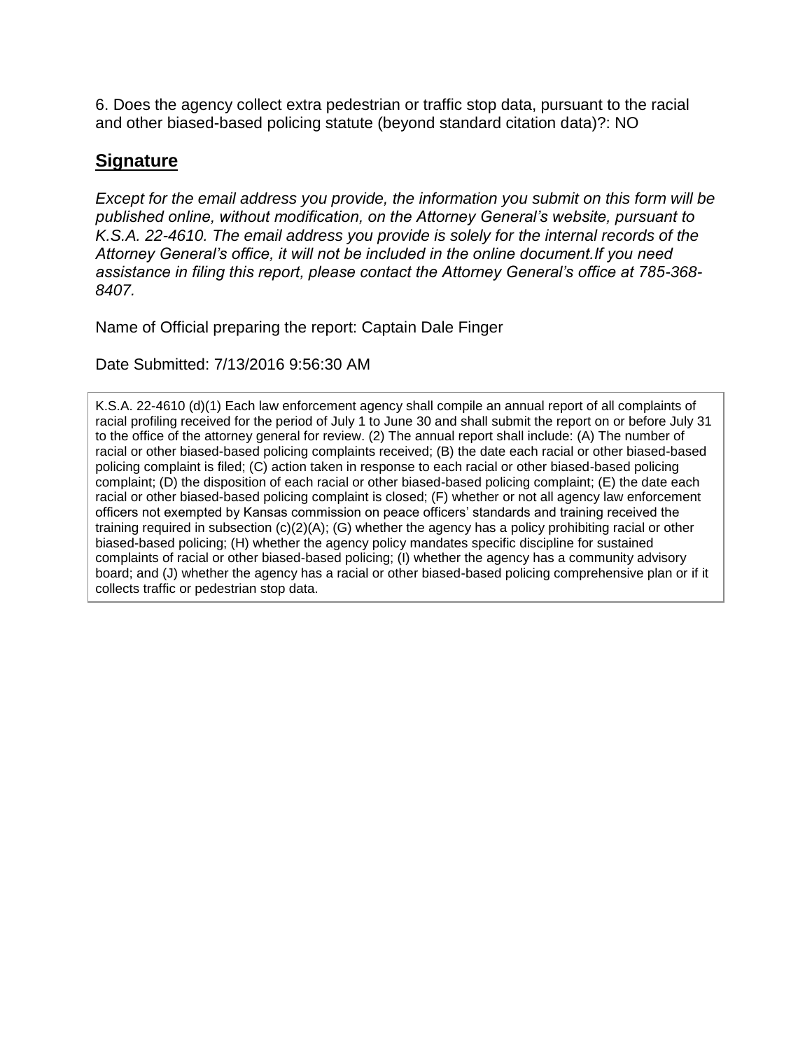6. Does the agency collect extra pedestrian or traffic stop data, pursuant to the racial and other biased-based policing statute (beyond standard citation data)?: NO

## **Signature**

*Except for the email address you provide, the information you submit on this form will be published online, without modification, on the Attorney General's website, pursuant to K.S.A. 22-4610. The email address you provide is solely for the internal records of the Attorney General's office, it will not be included in the online document.If you need assistance in filing this report, please contact the Attorney General's office at 785-368-8407.*

Name of Official preparing the report: Captain Dale Finger

Date Submitted: 7/13/2016 9:56:30 AM

K.S.A. 22-4610 (d)(1) Each law enforcement agency shall compile an annual report of all complaints of racial profiling received for the period of July 1 to June 30 and shall submit the report on or before July 31 to the office of the attorney general for review. (2) The annual report shall include: (A) The number of racial or other biased-based policing complaints received; (B) the date each racial or other biased-based policing complaint is filed; (C) action taken in response to each racial or other biased-based policing complaint; (D) the disposition of each racial or other biased-based policing complaint; (E) the date each racial or other biased-based policing complaint is closed; (F) whether or not all agency law enforcement officers not exempted by Kansas commission on peace officers' standards and training received the training required in subsection (c)(2)(A); (G) whether the agency has a policy prohibiting racial or other biased-based policing; (H) whether the agency policy mandates specific discipline for sustained complaints of racial or other biased-based policing; (I) whether the agency has a community advisory board; and (J) whether the agency has a racial or other biased-based policing comprehensive plan or if it collects traffic or pedestrian stop data.